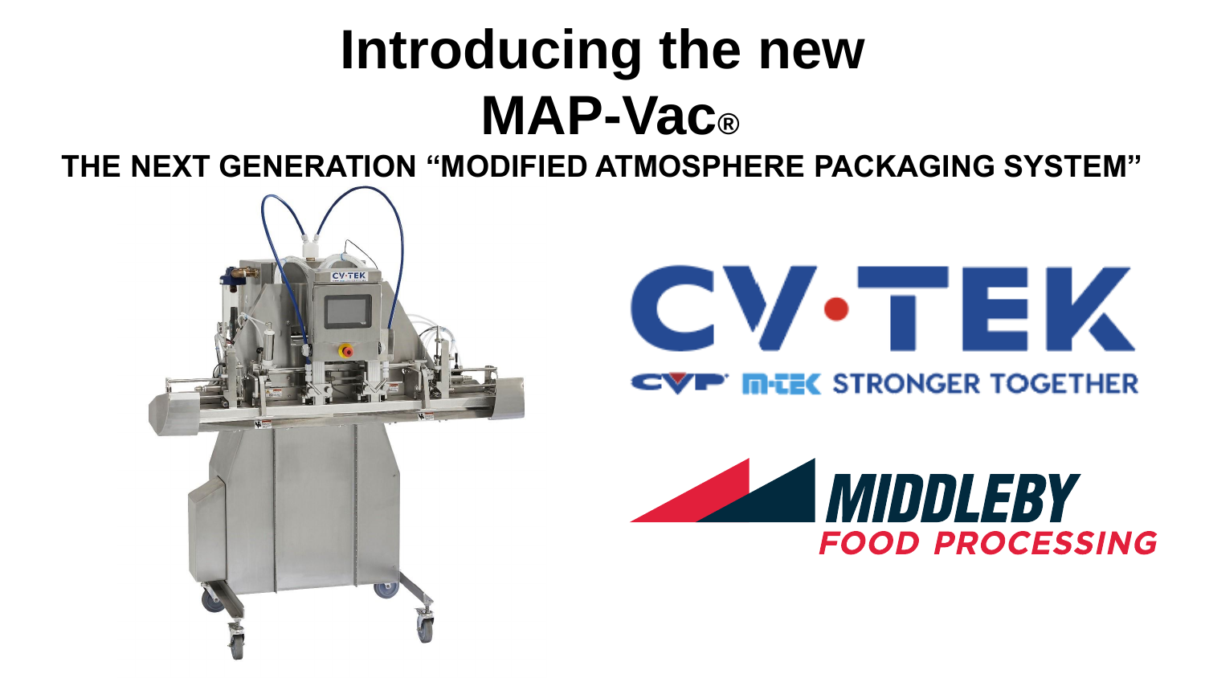# Introducing the new MAP-Vac®

## THE NEXT GENERATION "MODIFIED ATMOSPHERE PACKAGING SYSTEM"

CV·TEK

CVP M-TEK STRONGER TOGETHER

MIDDLEBY FOOD PROCESSING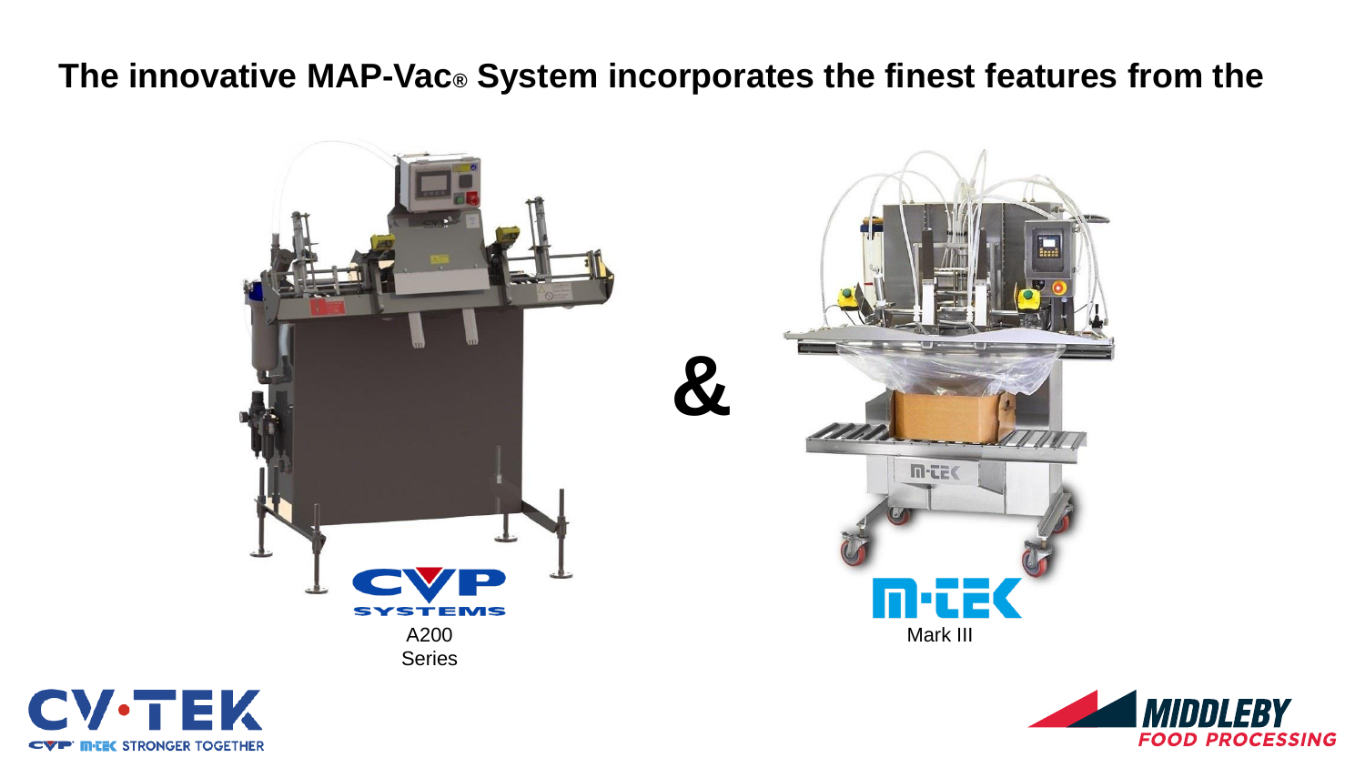**The innovative MAP-Vac® System incorporates the finest features from the**

CVP SYSTEMS

A200
Series

&

M-TEK

Mark III

CV·TEK

CVP M-TEK STRONGER TOGETHER

MIDDLEBY
FOOD PROCESSING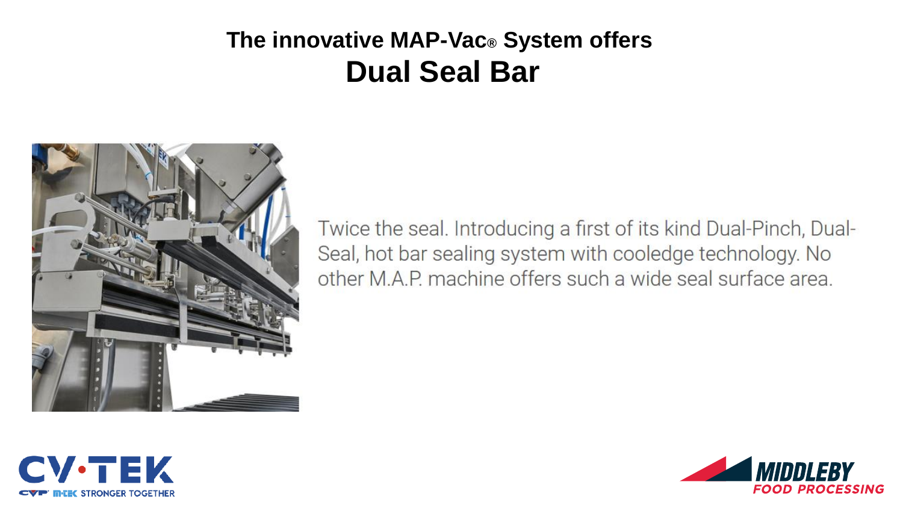## The innovative MAP-Vac® System offers

# Dual Seal Bar

Twice the seal. Introducing a first of its kind Dual-Pinch, Dual-Seal, hot bar sealing system with cooledge technology. No other M.A.P. machine offers such a wide seal surface area.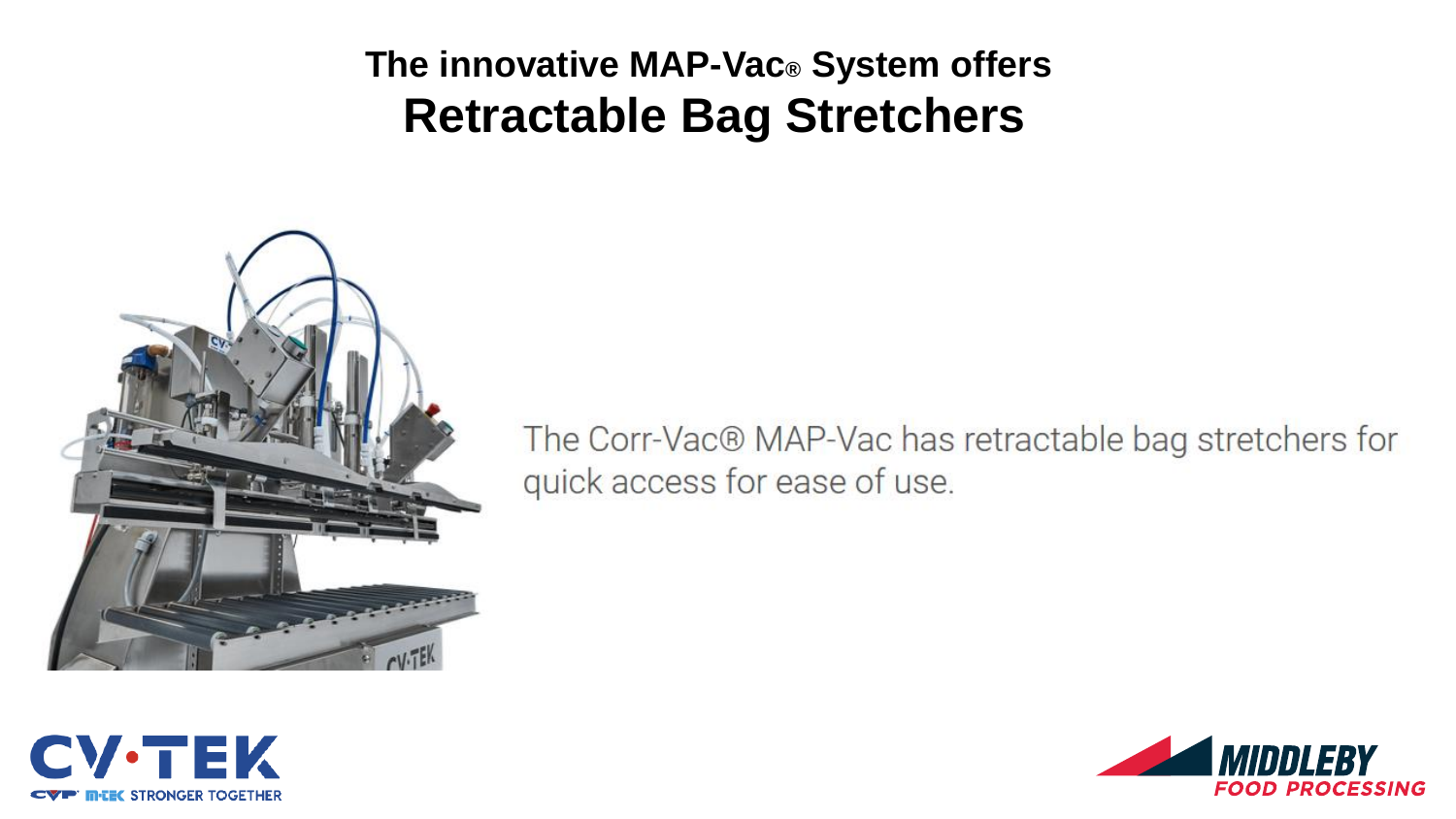# The innovative MAP-Vac® System offers
# Retractable Bag Stretchers

The Corr-Vac® MAP-Vac has retractable bag stretchers for quick access for ease of use.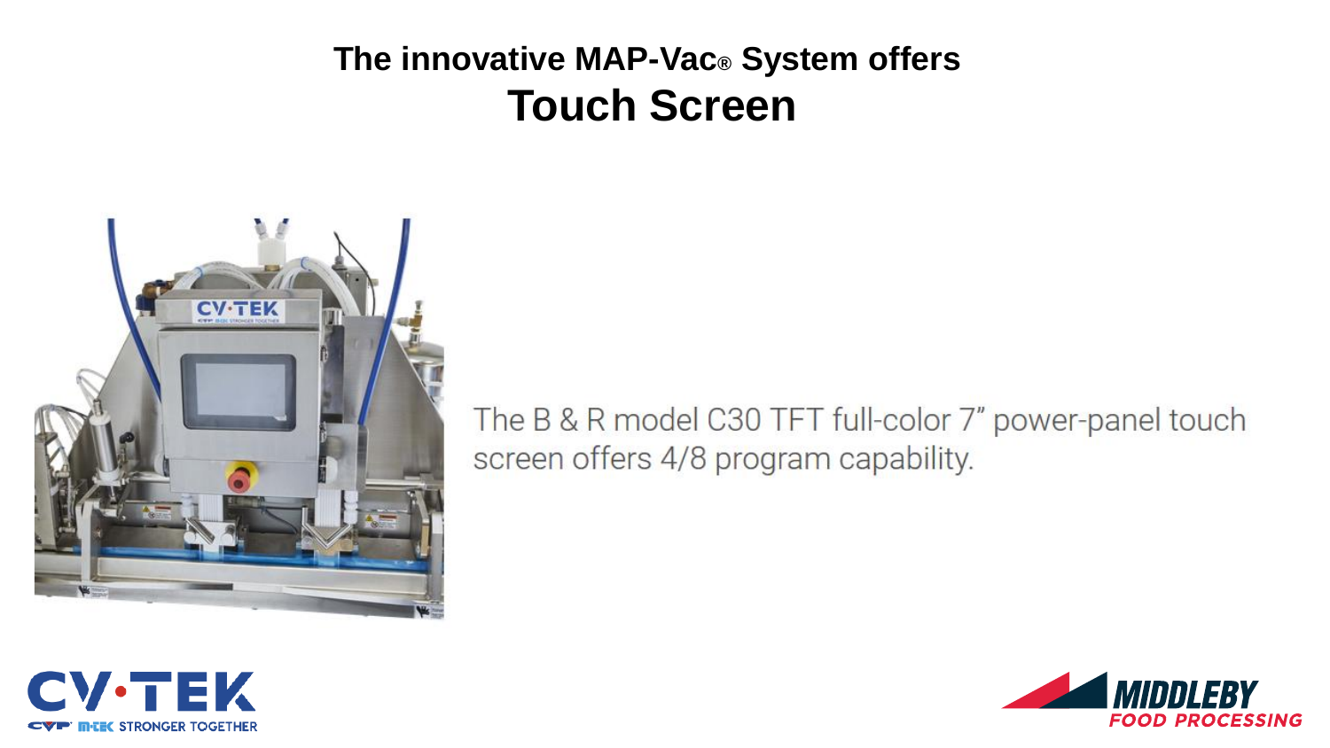## The innovative MAP-Vac® System offers

# Touch Screen

The B & R model C30 TFT full-color 7" power-panel touch screen offers 4/8 program capability.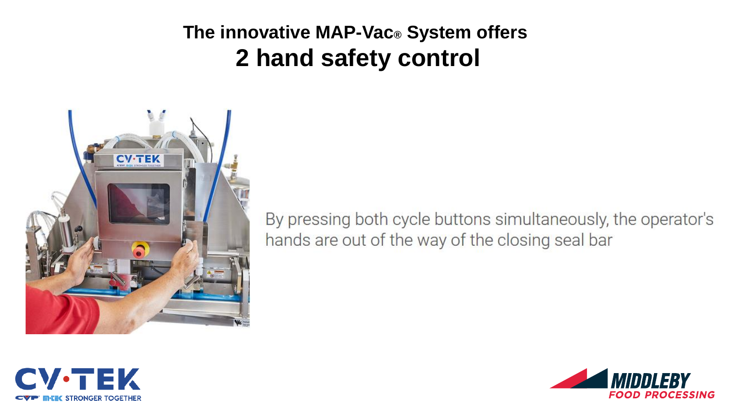# The innovative MAP-Vac® System offers
# 2 hand safety control

By pressing both cycle buttons simultaneously, the operator's hands are out of the way of the closing seal bar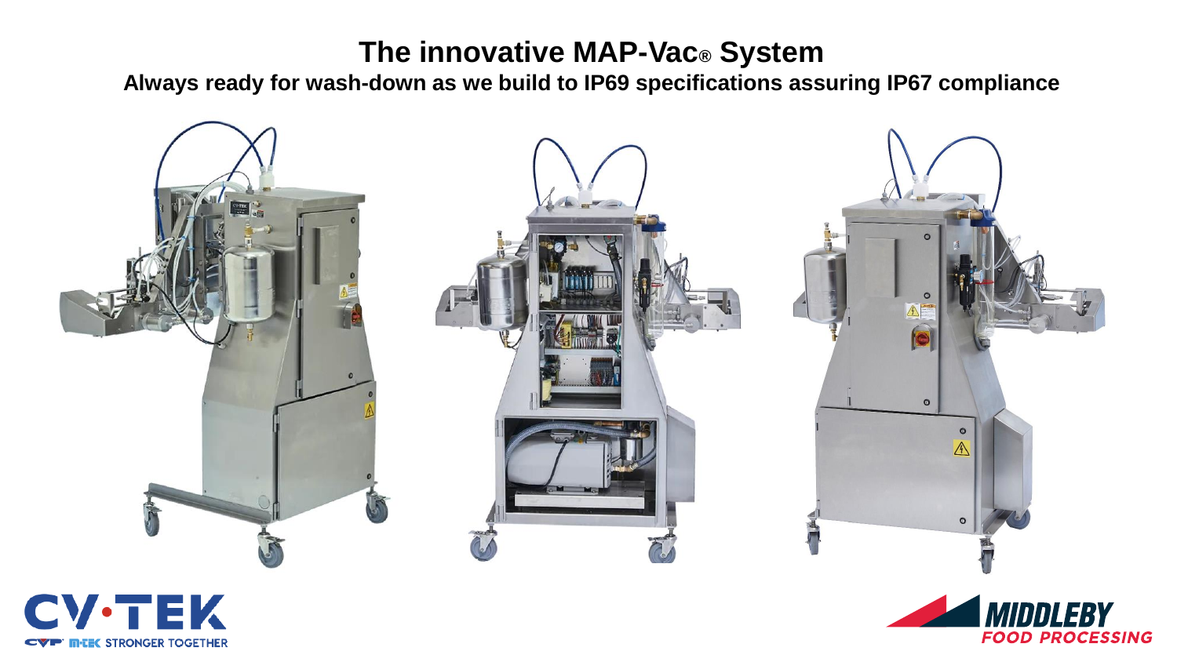# The innovative MAP-Vac® System

**Always ready for wash-down as we build to IP69 specifications assuring IP67 compliance**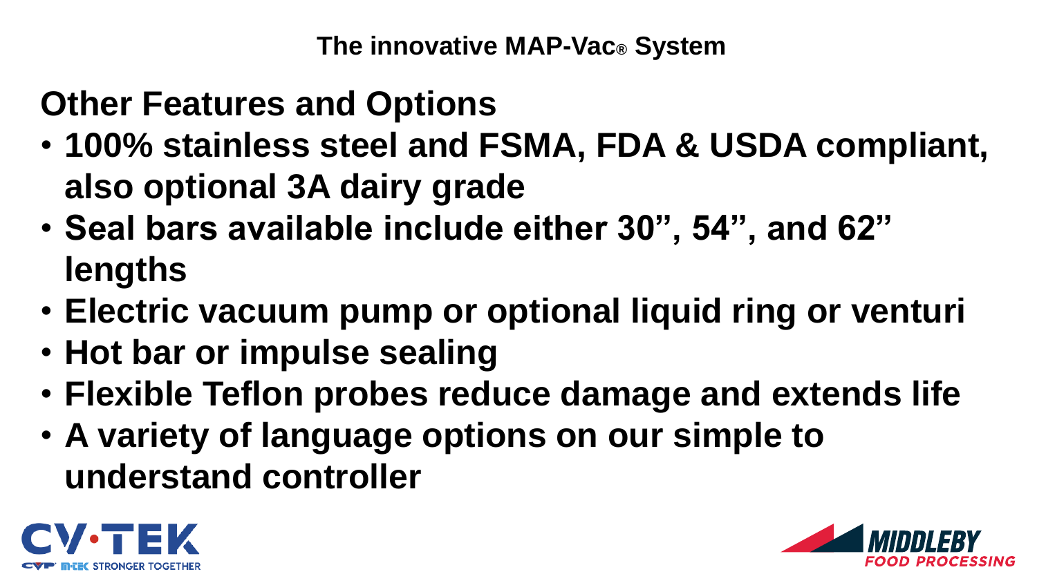The innovative MAP-Vac® System

## Other Features and Options

- **100% stainless steel and FSMA, FDA & USDA compliant, also optional 3A dairy grade**
- **Seal bars available include either 30”, 54”, and 62” lengths**
- **Electric vacuum pump or optional liquid ring or venturi**
- **Hot bar or impulse sealing**
- **Flexible Teflon probes reduce damage and extends life**
- **A variety of language options on our simple to understand controller**

CV·TEK
CVP M-TEK STRONGER TOGETHER

MIDDLEBY
FOOD PROCESSING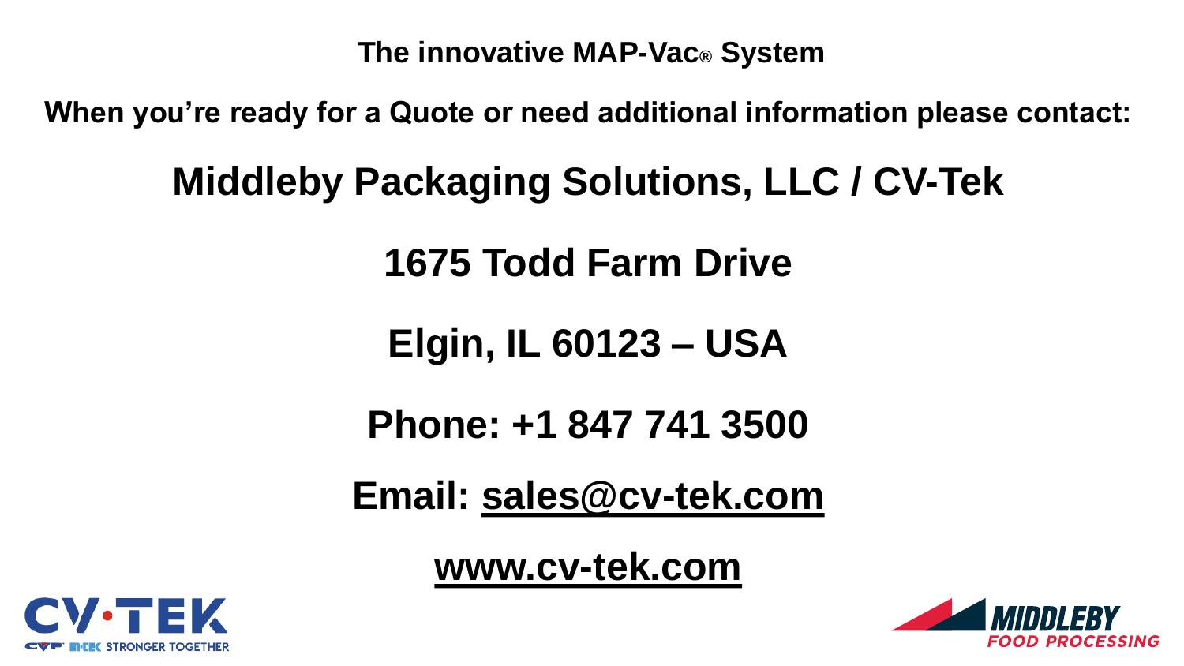**The innovative MAP-Vac® System**

**When you're ready for a Quote or need additional information please contact:**

## Middleby Packaging Solutions, LLC / CV-Tek

## 1675 Todd Farm Drive

## Elgin, IL 60123 – USA

## Phone: +1 847 741 3500

## Email: sales@cv-tek.com

## www.cv-tek.com

CV·TEK
CVP M-TEK STRONGER TOGETHER

MIDDLEBY
FOOD PROCESSING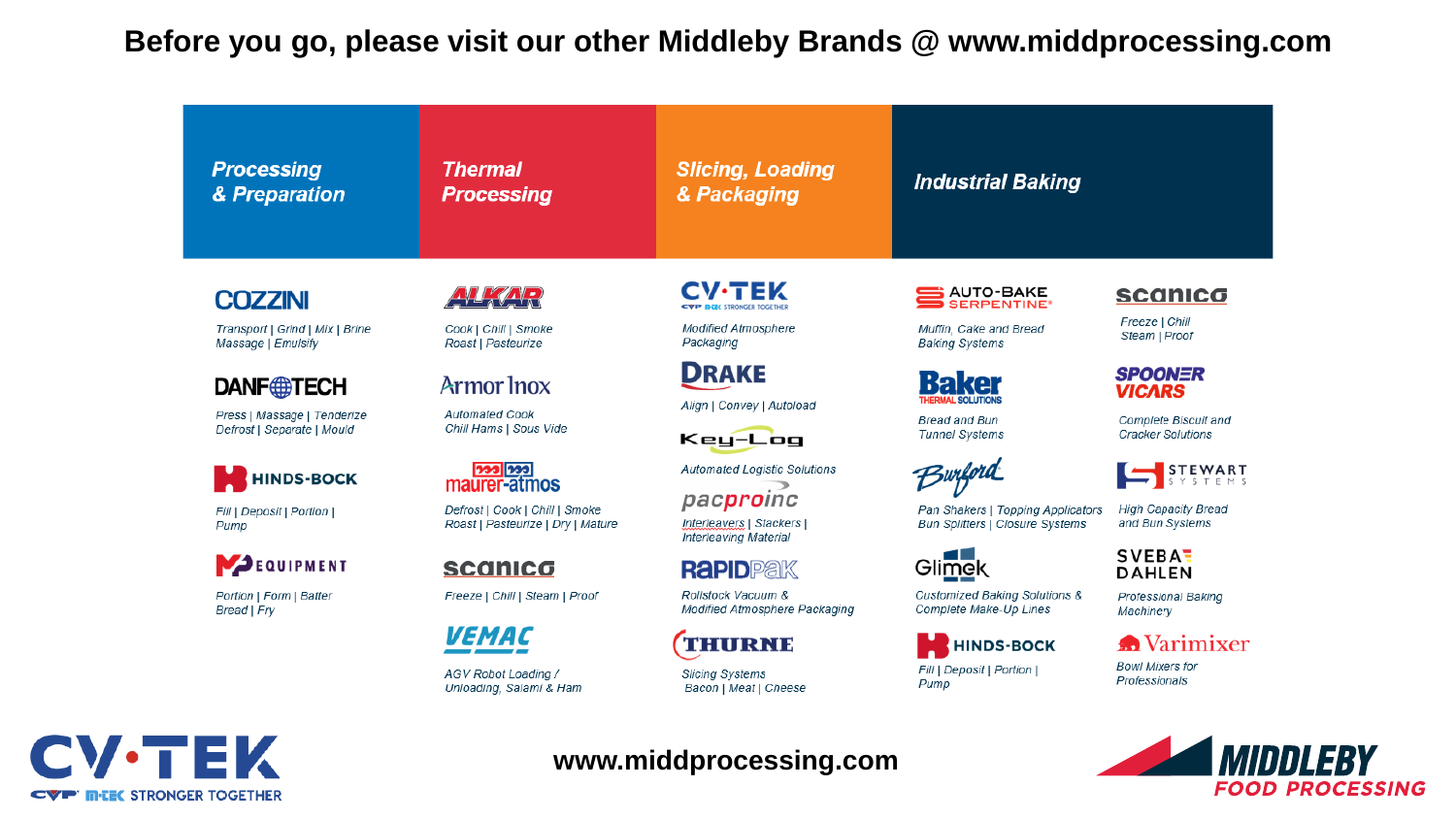# Before you go, please visit our other Middleby Brands @ www.middprocessing.com

## Processing & Preparation

**COZZINI**
Transport | Grind | Mix | Brine Massage | Emulsify

**DANFOTECH**
Press | Massage | Tenderize Defrost | Separate | Mould

**HINDS-BOCK**
Fill | Deposit | Portion | Pump

**MP EQUIPMENT**
Portion | Form | Batter Bread | Fry

## Thermal Processing

**ALKAR**
Cook | Chill | Smoke Roast | Pasteurize

**Armor Inox**
Automated Cook Chill Hams | Sous Vide

**maurer-atmos**
Defrost | Cook | Chill | Smoke Roast | Pasteurize | Dry | Mature

**scanico**
Freeze | Chill | Steam | Proof

**VEMAC**
AGV Robot Loading / Unloading, Salami & Ham

## Slicing, Loading & Packaging

**CV·TEK**
Modified Atmosphere Packaging

**DRAKE**
Align | Convey | Autoload

**Key-Log**
Automated Logistic Solutions

**pacproinc**
Interleavers | Stackers | Interleaving Material

**RAPIDPAK**
Rollstock Vacuum & Modified Atmosphere Packaging

**THURNE**
Slicing Systems Bacon | Meat | Cheese

## Industrial Baking

**AUTO-BAKE SERPENTINE**
Muffin, Cake and Bread Baking Systems

**Baker Thermal Solutions**
Bread and Bun Tunnel Systems

**Burford**
Pan Shakers | Topping Applicators Bun Splitters | Closure Systems

**Glimek**
Customized Baking Solutions & Complete Make-Up Lines

**HINDS-BOCK**
Fill | Deposit | Portion | Pump

**scanico**
Freeze | Chill Steam | Proof

**SPOONER VICARS**
Complete Biscuit and Cracker Solutions

**STEWART SYSTEMS**
High Capacity Bread and Bun Systems

**SVEBA DAHLEN**
Professional Baking Machinery

**Varimixer**
Bowl Mixers for Professionals

CV·TEK — CVP M-TEK STRONGER TOGETHER

www.middprocessing.com

MIDDLEBY FOOD PROCESSING